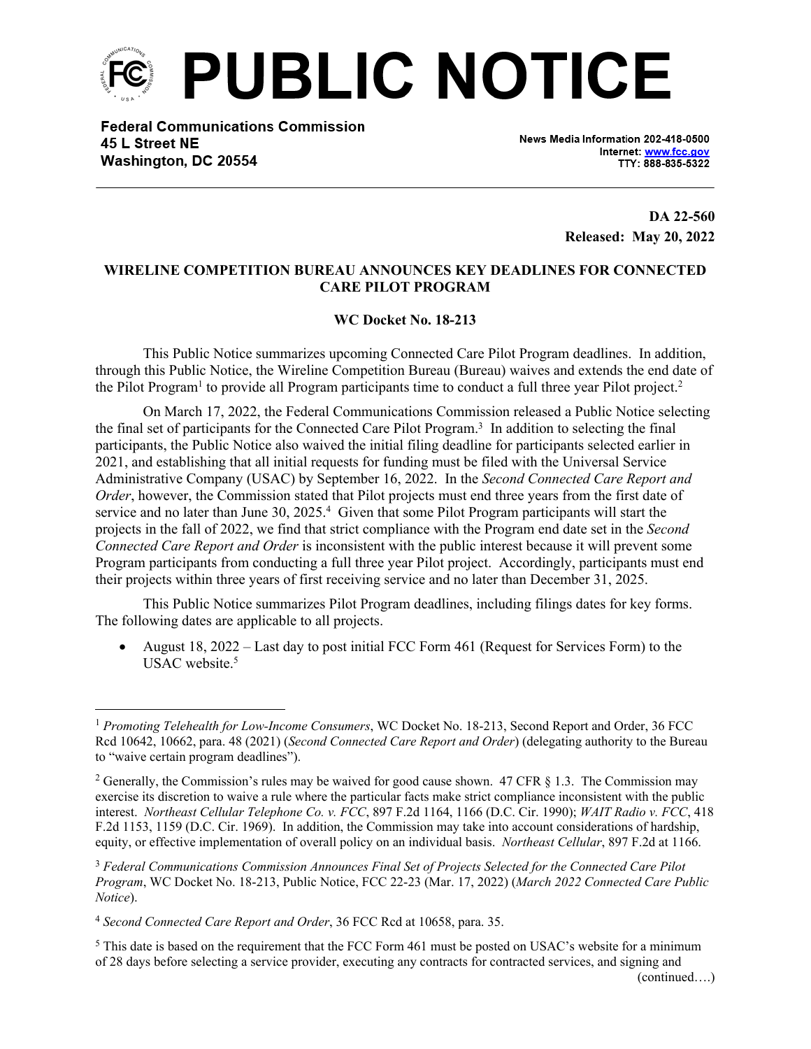# PUBLIC NOTICE

**Federal Communications Commission**
**45 L Street NE**
**Washington, DC 20554**

**News Media Information 202-418-0500**
**Internet: www.fcc.gov**
**TTY: 888-835-5322**

**DA 22-560**
**Released: May 20, 2022**

**WIRELINE COMPETITION BUREAU ANNOUNCES KEY DEADLINES FOR CONNECTED CARE PILOT PROGRAM**

**WC Docket No. 18-213**

This Public Notice summarizes upcoming Connected Care Pilot Program deadlines. In addition, through this Public Notice, the Wireline Competition Bureau (Bureau) waives and extends the end date of the Pilot Program[1] to provide all Program participants time to conduct a full three year Pilot project.[2]

On March 17, 2022, the Federal Communications Commission released a Public Notice selecting the final set of participants for the Connected Care Pilot Program.[3] In addition to selecting the final participants, the Public Notice also waived the initial filing deadline for participants selected earlier in 2021, and establishing that all initial requests for funding must be filed with the Universal Service Administrative Company (USAC) by September 16, 2022. In the *Second Connected Care Report and Order*, however, the Commission stated that Pilot projects must end three years from the first date of service and no later than June 30, 2025.[4] Given that some Pilot Program participants will start the projects in the fall of 2022, we find that strict compliance with the Program end date set in the *Second Connected Care Report and Order* is inconsistent with the public interest because it will prevent some Program participants from conducting a full three year Pilot project. Accordingly, participants must end their projects within three years of first receiving service and no later than December 31, 2025.

This Public Notice summarizes Pilot Program deadlines, including filings dates for key forms. The following dates are applicable to all projects.

- August 18, 2022 – Last day to post initial FCC Form 461 (Request for Services Form) to the USAC website.[5]

---

[1] *Promoting Telehealth for Low-Income Consumers*, WC Docket No. 18-213, Second Report and Order, 36 FCC Rcd 10642, 10662, para. 48 (2021) (*Second Connected Care Report and Order*) (delegating authority to the Bureau to "waive certain program deadlines").

[2] Generally, the Commission's rules may be waived for good cause shown. 47 CFR § 1.3. The Commission may exercise its discretion to waive a rule where the particular facts make strict compliance inconsistent with the public interest. *Northeast Cellular Telephone Co. v. FCC*, 897 F.2d 1164, 1166 (D.C. Cir. 1990); *WAIT Radio v. FCC*, 418 F.2d 1153, 1159 (D.C. Cir. 1969). In addition, the Commission may take into account considerations of hardship, equity, or effective implementation of overall policy on an individual basis. *Northeast Cellular*, 897 F.2d at 1166.

[3] *Federal Communications Commission Announces Final Set of Projects Selected for the Connected Care Pilot Program*, WC Docket No. 18-213, Public Notice, FCC 22-23 (Mar. 17, 2022) (*March 2022 Connected Care Public Notice*).

[4] *Second Connected Care Report and Order*, 36 FCC Rcd at 10658, para. 35.

[5] This date is based on the requirement that the FCC Form 461 must be posted on USAC's website for a minimum of 28 days before selecting a service provider, executing any contracts for contracted services, and signing and

(continued….)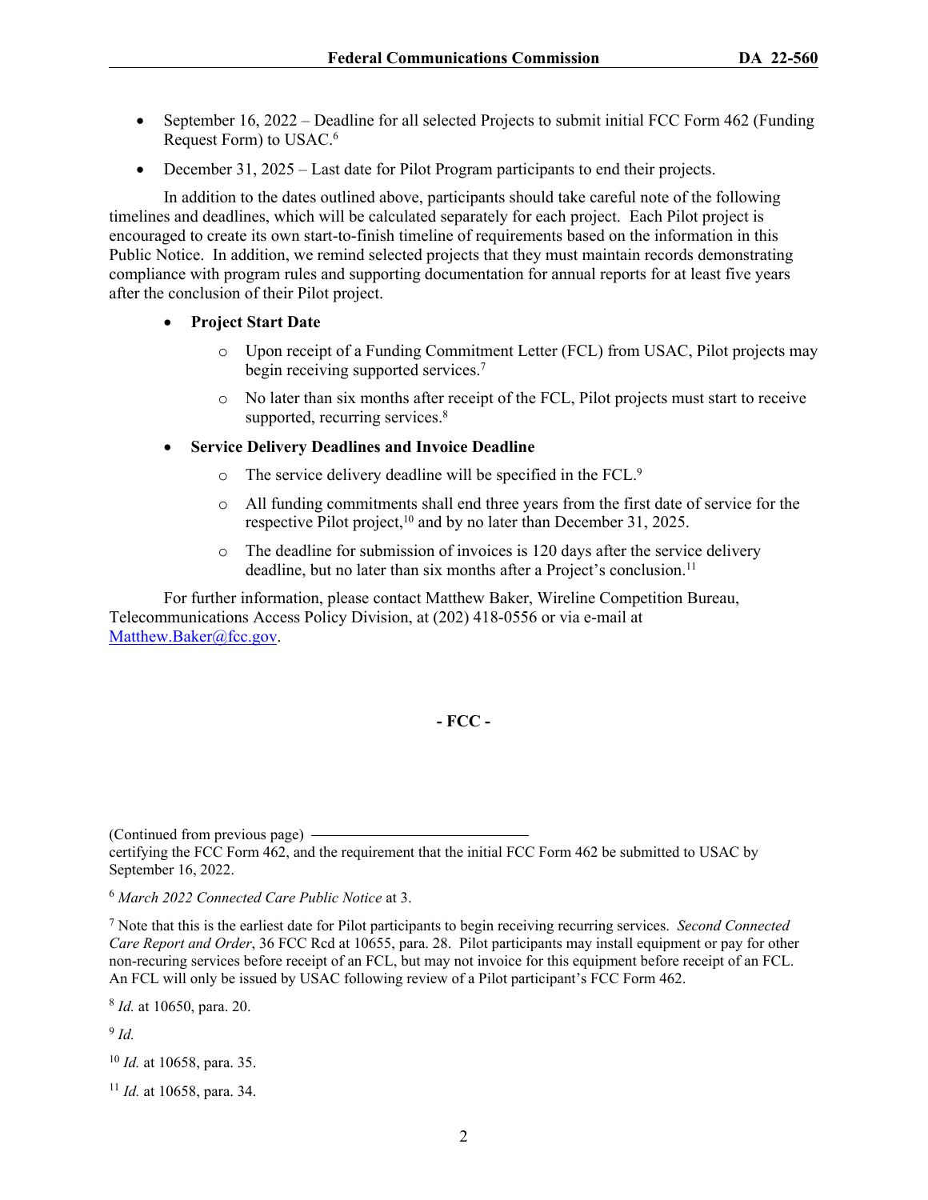- September 16, 2022 – Deadline for all selected Projects to submit initial FCC Form 462 (Funding Request Form) to USAC.[6]
- December 31, 2025 – Last date for Pilot Program participants to end their projects.

In addition to the dates outlined above, participants should take careful note of the following timelines and deadlines, which will be calculated separately for each project. Each Pilot project is encouraged to create its own start-to-finish timeline of requirements based on the information in this Public Notice. In addition, we remind selected projects that they must maintain records demonstrating compliance with program rules and supporting documentation for annual reports for at least five years after the conclusion of their Pilot project.

- **Project Start Date**
  - Upon receipt of a Funding Commitment Letter (FCL) from USAC, Pilot projects may begin receiving supported services.[7]
  - No later than six months after receipt of the FCL, Pilot projects must start to receive supported, recurring services.[8]
- **Service Delivery Deadlines and Invoice Deadline**
  - The service delivery deadline will be specified in the FCL.[9]
  - All funding commitments shall end three years from the first date of service for the respective Pilot project,[10] and by no later than December 31, 2025.
  - The deadline for submission of invoices is 120 days after the service delivery deadline, but no later than six months after a Project's conclusion.[11]

For further information, please contact Matthew Baker, Wireline Competition Bureau, Telecommunications Access Policy Division, at (202) 418-0556 or via e-mail at Matthew.Baker@fcc.gov.

**- FCC -**

---

(Continued from previous page) certifying the FCC Form 462, and the requirement that the initial FCC Form 462 be submitted to USAC by September 16, 2022.

[6] *March 2022 Connected Care Public Notice* at 3.

[7] Note that this is the earliest date for Pilot participants to begin receiving recurring services. *Second Connected Care Report and Order*, 36 FCC Rcd at 10655, para. 28. Pilot participants may install equipment or pay for other non-recuring services before receipt of an FCL, but may not invoice for this equipment before receipt of an FCL. An FCL will only be issued by USAC following review of a Pilot participant's FCC Form 462.

[8] *Id.* at 10650, para. 20.

[9] *Id.*

[10] *Id.* at 10658, para. 35.

[11] *Id.* at 10658, para. 34.